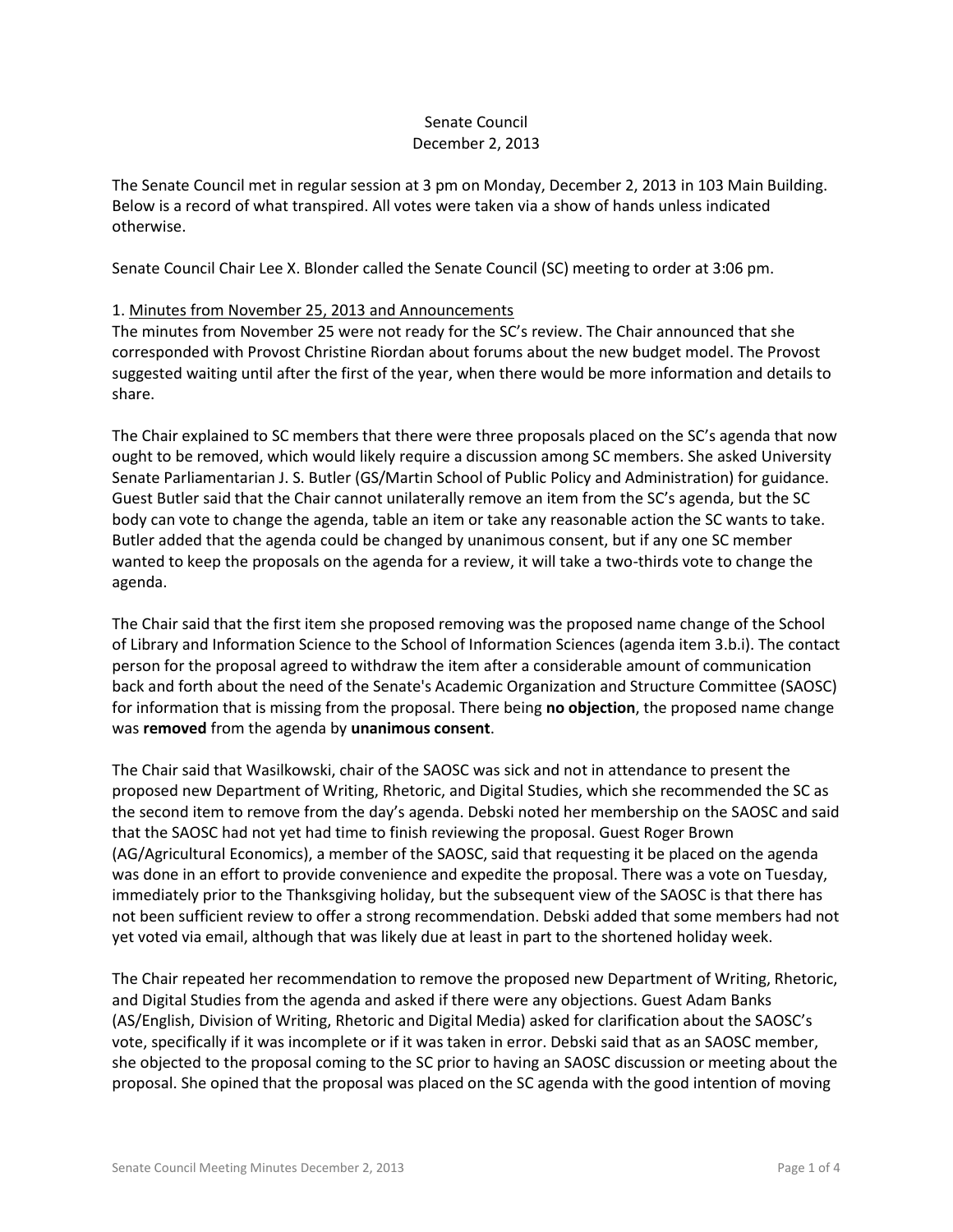# Senate Council
## December 2, 2013

The Senate Council met in regular session at 3 pm on Monday, December 2, 2013 in 103 Main Building. Below is a record of what transpired. All votes were taken via a show of hands unless indicated otherwise.

Senate Council Chair Lee X. Blonder called the Senate Council (SC) meeting to order at 3:06 pm.

1. Minutes from November 25, 2013 and Announcements

The minutes from November 25 were not ready for the SC's review. The Chair announced that she corresponded with Provost Christine Riordan about forums about the new budget model. The Provost suggested waiting until after the first of the year, when there would be more information and details to share.

The Chair explained to SC members that there were three proposals placed on the SC's agenda that now ought to be removed, which would likely require a discussion among SC members. She asked University Senate Parliamentarian J. S. Butler (GS/Martin School of Public Policy and Administration) for guidance. Guest Butler said that the Chair cannot unilaterally remove an item from the SC's agenda, but the SC body can vote to change the agenda, table an item or take any reasonable action the SC wants to take. Butler added that the agenda could be changed by unanimous consent, but if any one SC member wanted to keep the proposals on the agenda for a review, it will take a two-thirds vote to change the agenda.

The Chair said that the first item she proposed removing was the proposed name change of the School of Library and Information Science to the School of Information Sciences (agenda item 3.b.i). The contact person for the proposal agreed to withdraw the item after a considerable amount of communication back and forth about the need of the Senate's Academic Organization and Structure Committee (SAOSC) for information that is missing from the proposal. There being **no objection**, the proposed name change was **removed** from the agenda by **unanimous consent**.

The Chair said that Wasilkowski, chair of the SAOSC was sick and not in attendance to present the proposed new Department of Writing, Rhetoric, and Digital Studies, which she recommended the SC as the second item to remove from the day's agenda. Debski noted her membership on the SAOSC and said that the SAOSC had not yet had time to finish reviewing the proposal. Guest Roger Brown (AG/Agricultural Economics), a member of the SAOSC, said that requesting it be placed on the agenda was done in an effort to provide convenience and expedite the proposal. There was a vote on Tuesday, immediately prior to the Thanksgiving holiday, but the subsequent view of the SAOSC is that there has not been sufficient review to offer a strong recommendation. Debski added that some members had not yet voted via email, although that was likely due at least in part to the shortened holiday week.

The Chair repeated her recommendation to remove the proposed new Department of Writing, Rhetoric, and Digital Studies from the agenda and asked if there were any objections. Guest Adam Banks (AS/English, Division of Writing, Rhetoric and Digital Media) asked for clarification about the SAOSC's vote, specifically if it was incomplete or if it was taken in error. Debski said that as an SAOSC member, she objected to the proposal coming to the SC prior to having an SAOSC discussion or meeting about the proposal. She opined that the proposal was placed on the SC agenda with the good intention of moving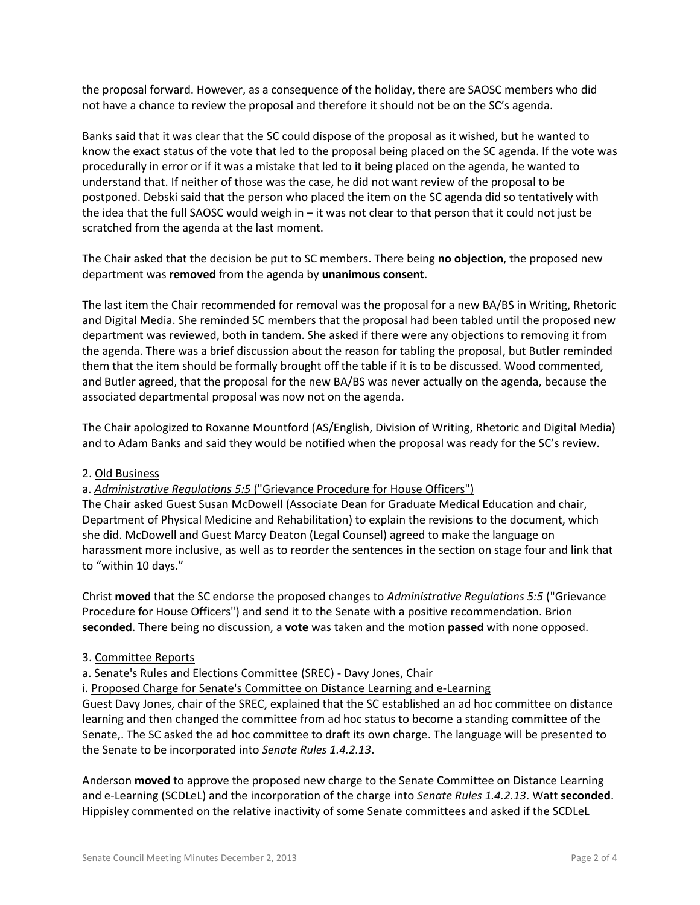the proposal forward. However, as a consequence of the holiday, there are SAOSC members who did not have a chance to review the proposal and therefore it should not be on the SC's agenda.

Banks said that it was clear that the SC could dispose of the proposal as it wished, but he wanted to know the exact status of the vote that led to the proposal being placed on the SC agenda. If the vote was procedurally in error or if it was a mistake that led to it being placed on the agenda, he wanted to understand that. If neither of those was the case, he did not want review of the proposal to be postponed. Debski said that the person who placed the item on the SC agenda did so tentatively with the idea that the full SAOSC would weigh in – it was not clear to that person that it could not just be scratched from the agenda at the last moment.

The Chair asked that the decision be put to SC members. There being **no objection**, the proposed new department was **removed** from the agenda by **unanimous consent**.

The last item the Chair recommended for removal was the proposal for a new BA/BS in Writing, Rhetoric and Digital Media. She reminded SC members that the proposal had been tabled until the proposed new department was reviewed, both in tandem. She asked if there were any objections to removing it from the agenda. There was a brief discussion about the reason for tabling the proposal, but Butler reminded them that the item should be formally brought off the table if it is to be discussed. Wood commented, and Butler agreed, that the proposal for the new BA/BS was never actually on the agenda, because the associated departmental proposal was now not on the agenda.

The Chair apologized to Roxanne Mountford (AS/English, Division of Writing, Rhetoric and Digital Media) and to Adam Banks and said they would be notified when the proposal was ready for the SC's review.

2. Old Business

a. *Administrative Regulations 5:5* ("Grievance Procedure for House Officers")

The Chair asked Guest Susan McDowell (Associate Dean for Graduate Medical Education and chair, Department of Physical Medicine and Rehabilitation) to explain the revisions to the document, which she did. McDowell and Guest Marcy Deaton (Legal Counsel) agreed to make the language on harassment more inclusive, as well as to reorder the sentences in the section on stage four and link that to "within 10 days."

Christ **moved** that the SC endorse the proposed changes to *Administrative Regulations 5:5* ("Grievance Procedure for House Officers") and send it to the Senate with a positive recommendation. Brion **seconded**. There being no discussion, a **vote** was taken and the motion **passed** with none opposed.

3. Committee Reports

a. Senate's Rules and Elections Committee (SREC) - Davy Jones, Chair

i. Proposed Charge for Senate's Committee on Distance Learning and e-Learning

Guest Davy Jones, chair of the SREC, explained that the SC established an ad hoc committee on distance learning and then changed the committee from ad hoc status to become a standing committee of the Senate,. The SC asked the ad hoc committee to draft its own charge. The language will be presented to the Senate to be incorporated into *Senate Rules 1.4.2.13*.

Anderson **moved** to approve the proposed new charge to the Senate Committee on Distance Learning and e-Learning (SCDLeL) and the incorporation of the charge into *Senate Rules 1.4.2.13*. Watt **seconded**. Hippisley commented on the relative inactivity of some Senate committees and asked if the SCDLeL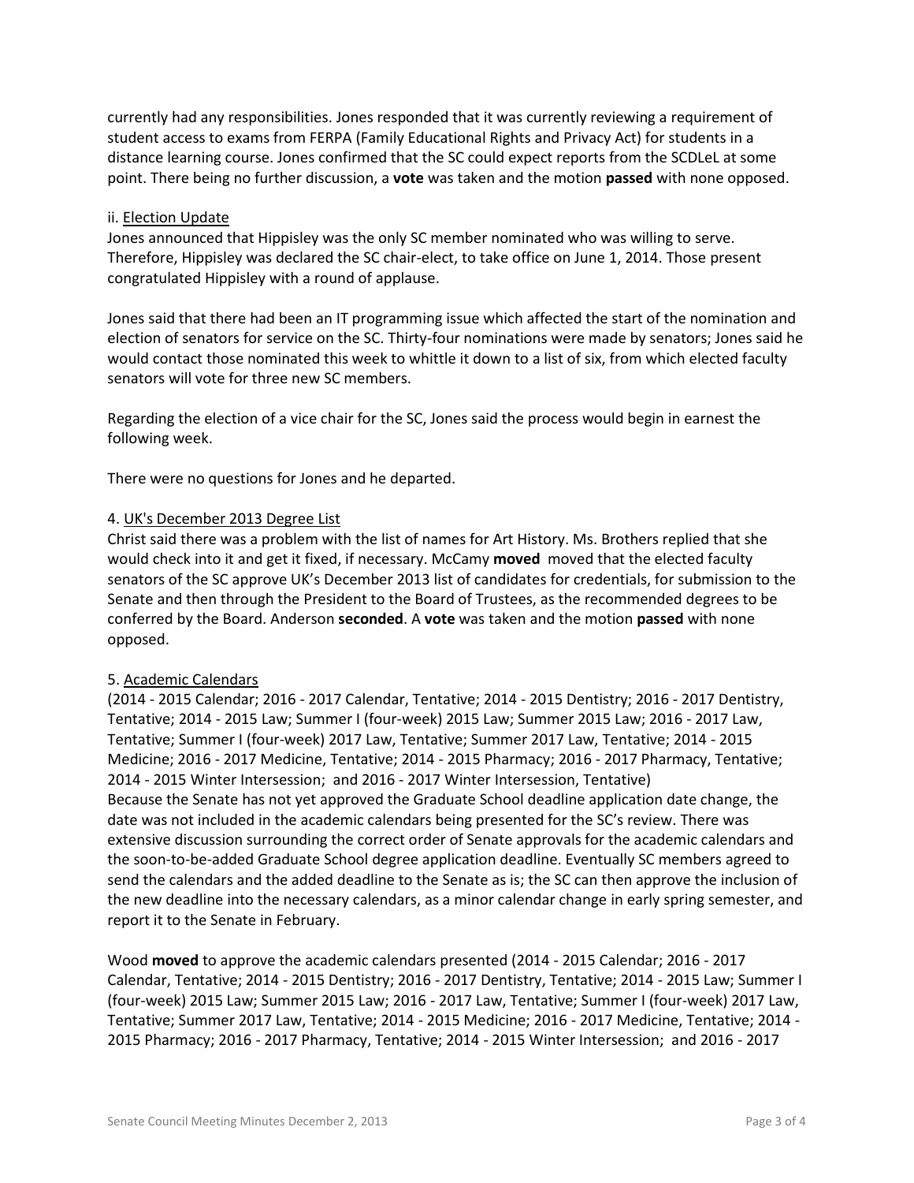currently had any responsibilities. Jones responded that it was currently reviewing a requirement of student access to exams from FERPA (Family Educational Rights and Privacy Act) for students in a distance learning course. Jones confirmed that the SC could expect reports from the SCDLeL at some point. There being no further discussion, a **vote** was taken and the motion **passed** with none opposed.

ii. Election Update

Jones announced that Hippisley was the only SC member nominated who was willing to serve. Therefore, Hippisley was declared the SC chair-elect, to take office on June 1, 2014. Those present congratulated Hippisley with a round of applause.

Jones said that there had been an IT programming issue which affected the start of the nomination and election of senators for service on the SC. Thirty-four nominations were made by senators; Jones said he would contact those nominated this week to whittle it down to a list of six, from which elected faculty senators will vote for three new SC members.

Regarding the election of a vice chair for the SC, Jones said the process would begin in earnest the following week.

There were no questions for Jones and he departed.

4. UK's December 2013 Degree List

Christ said there was a problem with the list of names for Art History. Ms. Brothers replied that she would check into it and get it fixed, if necessary. McCamy **moved** moved that the elected faculty senators of the SC approve UK's December 2013 list of candidates for credentials, for submission to the Senate and then through the President to the Board of Trustees, as the recommended degrees to be conferred by the Board. Anderson **seconded**. A **vote** was taken and the motion **passed** with none opposed.

5. Academic Calendars

(2014 - 2015 Calendar; 2016 - 2017 Calendar, Tentative; 2014 - 2015 Dentistry; 2016 - 2017 Dentistry, Tentative; 2014 - 2015 Law; Summer I (four-week) 2015 Law; Summer 2015 Law; 2016 - 2017 Law, Tentative; Summer I (four-week) 2017 Law, Tentative; Summer 2017 Law, Tentative; 2014 - 2015 Medicine; 2016 - 2017 Medicine, Tentative; 2014 - 2015 Pharmacy; 2016 - 2017 Pharmacy, Tentative; 2014 - 2015 Winter Intersession; and 2016 - 2017 Winter Intersession, Tentative)

Because the Senate has not yet approved the Graduate School deadline application date change, the date was not included in the academic calendars being presented for the SC's review. There was extensive discussion surrounding the correct order of Senate approvals for the academic calendars and the soon-to-be-added Graduate School degree application deadline. Eventually SC members agreed to send the calendars and the added deadline to the Senate as is; the SC can then approve the inclusion of the new deadline into the necessary calendars, as a minor calendar change in early spring semester, and report it to the Senate in February.

Wood **moved** to approve the academic calendars presented (2014 - 2015 Calendar; 2016 - 2017 Calendar, Tentative; 2014 - 2015 Dentistry; 2016 - 2017 Dentistry, Tentative; 2014 - 2015 Law; Summer I (four-week) 2015 Law; Summer 2015 Law; 2016 - 2017 Law, Tentative; Summer I (four-week) 2017 Law, Tentative; Summer 2017 Law, Tentative; 2014 - 2015 Medicine; 2016 - 2017 Medicine, Tentative; 2014 - 2015 Pharmacy; 2016 - 2017 Pharmacy, Tentative; 2014 - 2015 Winter Intersession; and 2016 - 2017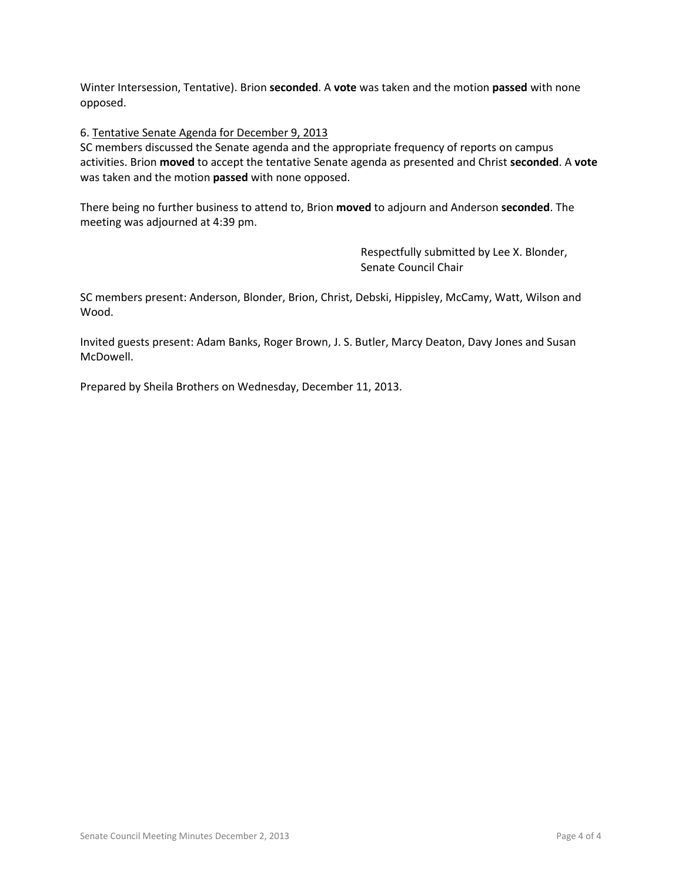Winter Intersession, Tentative). Brion **seconded**. A **vote** was taken and the motion **passed** with none opposed.

6. Tentative Senate Agenda for December 9, 2013

SC members discussed the Senate agenda and the appropriate frequency of reports on campus activities. Brion **moved** to accept the tentative Senate agenda as presented and Christ **seconded**. A **vote** was taken and the motion **passed** with none opposed.

There being no further business to attend to, Brion **moved** to adjourn and Anderson **seconded**. The meeting was adjourned at 4:39 pm.

Respectfully submitted by Lee X. Blonder,
Senate Council Chair

SC members present: Anderson, Blonder, Brion, Christ, Debski, Hippisley, McCamy, Watt, Wilson and Wood.

Invited guests present: Adam Banks, Roger Brown, J. S. Butler, Marcy Deaton, Davy Jones and Susan McDowell.

Prepared by Sheila Brothers on Wednesday, December 11, 2013.